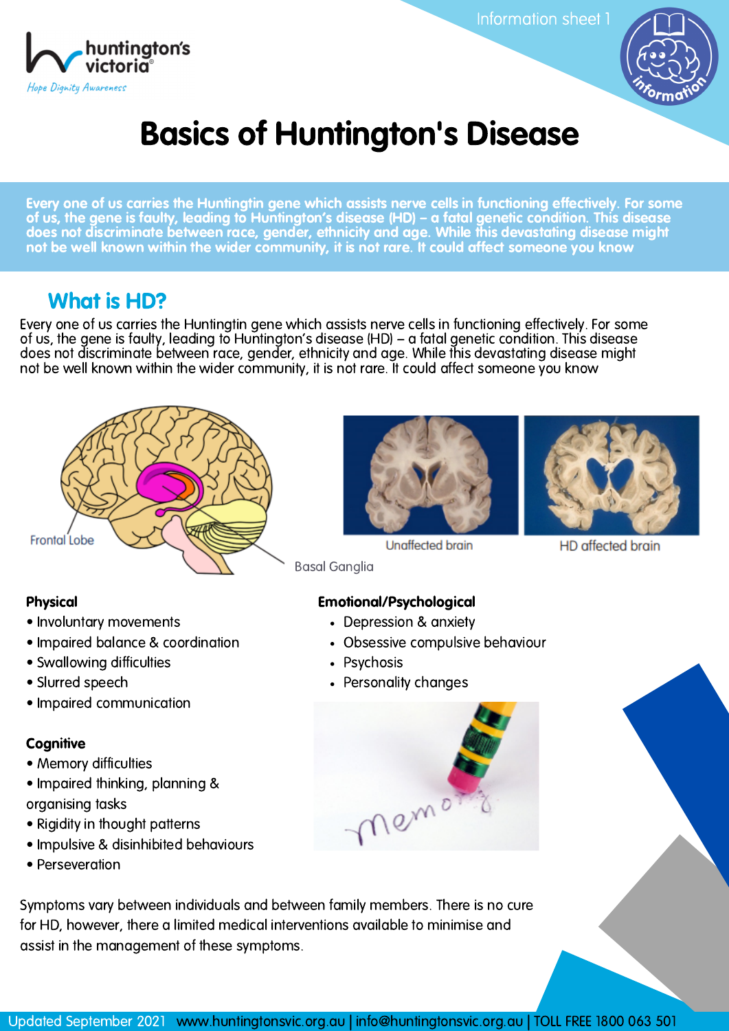Information sheet 1

huntington's victoria

*Hope Dignity Awareness*

# Basics of Huntington's Disease

**Every one of us carries the Huntingtin gene which assists nerve cells in functioning effectively. For some of us, the gene is faulty, leading to Huntington's disease (HD) – a fatal genetic condition. This disease does not discriminate between race, gender, ethnicity and age. While this devastating disease might not be well known within the wider community, it is not rare. It could affect someone you know**

## What is HD?

Every one of us carries the Huntingtin gene which assists nerve cells in functioning effectively. For some of us, the gene is faulty, leading to Huntington's disease (HD) – a fatal genetic condition. This disease does not discriminate between race, gender, ethnicity and age. While this devastating disease might not be well known within the wider community, it is not rare. It could affect someone you know

Frontal Lobe

Basal Ganglia

Unaffected brain

HD affected brain

**Physical**

- Involuntary movements
- Impaired balance & coordination
- Swallowing difficulties
- Slurred speech
- Impaired communication

**Emotional/Psychological**

- Depression & anxiety
- Obsessive compulsive behaviour
- Psychosis
- Personality changes

**Cognitive**

- Memory difficulties
- Impaired thinking, planning & organising tasks
- Rigidity in thought patterns
- Impulsive & disinhibited behaviours
- Perseveration

Symptoms vary between individuals and between family members. There is no cure for HD, however, there a limited medical interventions available to minimise and assist in the management of these symptoms.

Updated September 2021 www.huntingtonsvic.org.au | info@huntingtonsvic.org.au | TOLL FREE 1800 063 501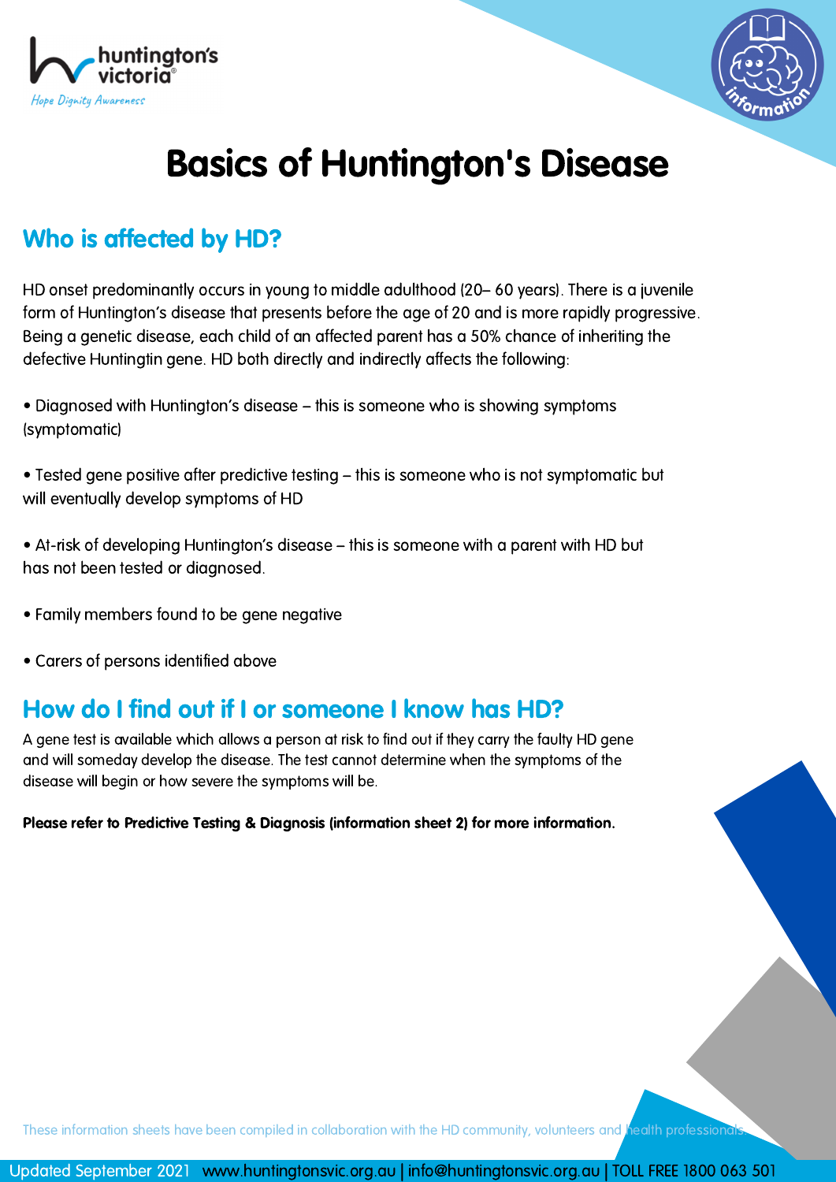huntington's victoria

*Hope Dignity Awareness*

# Basics of Huntington's Disease

## Who is affected by HD?

HD onset predominantly occurs in young to middle adulthood (20– 60 years). There is a juvenile form of Huntington's disease that presents before the age of 20 and is more rapidly progressive. Being a genetic disease, each child of an affected parent has a 50% chance of inheriting the defective Huntingtin gene. HD both directly and indirectly affects the following:

• Diagnosed with Huntington's disease – this is someone who is showing symptoms (symptomatic)

• Tested gene positive after predictive testing – this is someone who is not symptomatic but will eventually develop symptoms of HD

• At-risk of developing Huntington's disease – this is someone with a parent with HD but has not been tested or diagnosed.

• Family members found to be gene negative

• Carers of persons identified above

## How do I find out if I or someone I know has HD?

A gene test is available which allows a person at risk to find out if they carry the faulty HD gene and will someday develop the disease. The test cannot determine when the symptoms of the disease will begin or how severe the symptoms will be.

**Please refer to Predictive Testing & Diagnosis (information sheet 2) for more information.**

These information sheets have been compiled in collaboration with the HD community, volunteers and health professionals.

Updated September 2021 www.huntingtonsvic.org.au | info@huntingtonsvic.org.au | TOLL FREE 1800 063 501